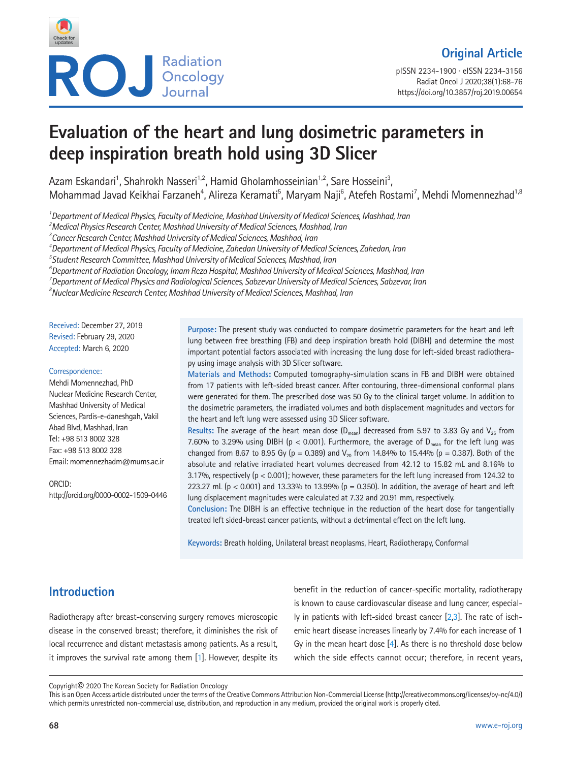Original Article

# Evaluation of the heart and lung dosimetric parameters in deep inspiration breath hold using 3D Slicer

Azam Eskandari[1], Shahrokh Nasseri[1,2], Hamid Gholamhosseinian[1,2], Sare Hosseini[3], Mohammad Javad Keikhai Farzaneh[4], Alireza Keramati[5], Maryam Naji[6], Atefeh Rostami[7], Mehdi Momennezhad[1,8]

[1] *Department of Medical Physics, Faculty of Medicine, Mashhad University of Medical Sciences, Mashhad, Iran*
[2] *Medical Physics Research Center, Mashhad University of Medical Sciences, Mashhad, Iran*
[3] *Cancer Research Center, Mashhad University of Medical Sciences, Mashhad, Iran*
[4] *Department of Medical Physics, Faculty of Medicine, Zahedan University of Medical Sciences, Zahedan, Iran*
[5] *Student Research Committee, Mashhad University of Medical Sciences, Mashhad, Iran*
[6] *Department of Radiation Oncology, Imam Reza Hospital, Mashhad University of Medical Sciences, Mashhad, Iran*
[7] *Department of Medical Physics and Radiological Sciences, Sabzevar University of Medical Sciences, Sabzevar, Iran*
[8] *Nuclear Medicine Research Center, Mashhad University of Medical Sciences, Mashhad, Iran*

Received: December 27, 2019
Revised: February 29, 2020
Accepted: March 6, 2020

Correspondence:
Mehdi Momennezhad, PhD
Nuclear Medicine Research Center, Mashhad University of Medical Sciences, Pardis-e-daneshgah, Vakil Abad Blvd, Mashhad, Iran
Tel: +98 513 8002 328
Fax: +98 513 8002 328
Email: momennezhadm@mums.ac.ir

ORCID:
http://orcid.org/0000-0002-1509-0446

**Purpose:** The present study was conducted to compare dosimetric parameters for the heart and left lung between free breathing (FB) and deep inspiration breath hold (DIBH) and determine the most important potential factors associated with increasing the lung dose for left-sided breast radiotherapy using image analysis with 3D Slicer software.

**Materials and Methods:** Computed tomography-simulation scans in FB and DIBH were obtained from 17 patients with left-sided breast cancer. After contouring, three-dimensional conformal plans were generated for them. The prescribed dose was 50 Gy to the clinical target volume. In addition to the dosimetric parameters, the irradiated volumes and both displacement magnitudes and vectors for the heart and left lung were assessed using 3D Slicer software.

**Results:** The average of the heart mean dose ($D_{mean}$) decreased from 5.97 to 3.83 Gy and $V_{25}$ from 7.60% to 3.29% using DIBH ($p < 0.001$). Furthermore, the average of $D_{mean}$ for the left lung was changed from 8.67 to 8.95 Gy ($p = 0.389$) and $V_{20}$ from 14.84% to 15.44% ($p = 0.387$). Both of the absolute and relative irradiated heart volumes decreased from 42.12 to 15.82 mL and 8.16% to 3.17%, respectively ($p < 0.001$); however, these parameters for the left lung increased from 124.32 to 223.27 mL ($p < 0.001$) and 13.33% to 13.99% ($p = 0.350$). In addition, the average of heart and left lung displacement magnitudes were calculated at 7.32 and 20.91 mm, respectively.

**Conclusion:** The DIBH is an effective technique in the reduction of the heart dose for tangentially treated left sided-breast cancer patients, without a detrimental effect on the left lung.

**Keywords:** Breath holding, Unilateral breast neoplasms, Heart, Radiotherapy, Conformal

## Introduction

Radiotherapy after breast-conserving surgery removes microscopic disease in the conserved breast; therefore, it diminishes the risk of local recurrence and distant metastasis among patients. As a result, it improves the survival rate among them [1]. However, despite its benefit in the reduction of cancer-specific mortality, radiotherapy is known to cause cardiovascular disease and lung cancer, especially in patients with left-sided breast cancer [2,3]. The rate of ischemic heart disease increases linearly by 7.4% for each increase of 1 Gy in the mean heart dose [4]. As there is no threshold dose below which the side effects cannot occur; therefore, in recent years,

Copyright© 2020 The Korean Society for Radiation Oncology
This is an Open Access article distributed under the terms of the Creative Commons Attribution Non-Commercial License (http://creativecommons.org/licenses/by-nc/4.0/) which permits unrestricted non-commercial use, distribution, and reproduction in any medium, provided the original work is properly cited.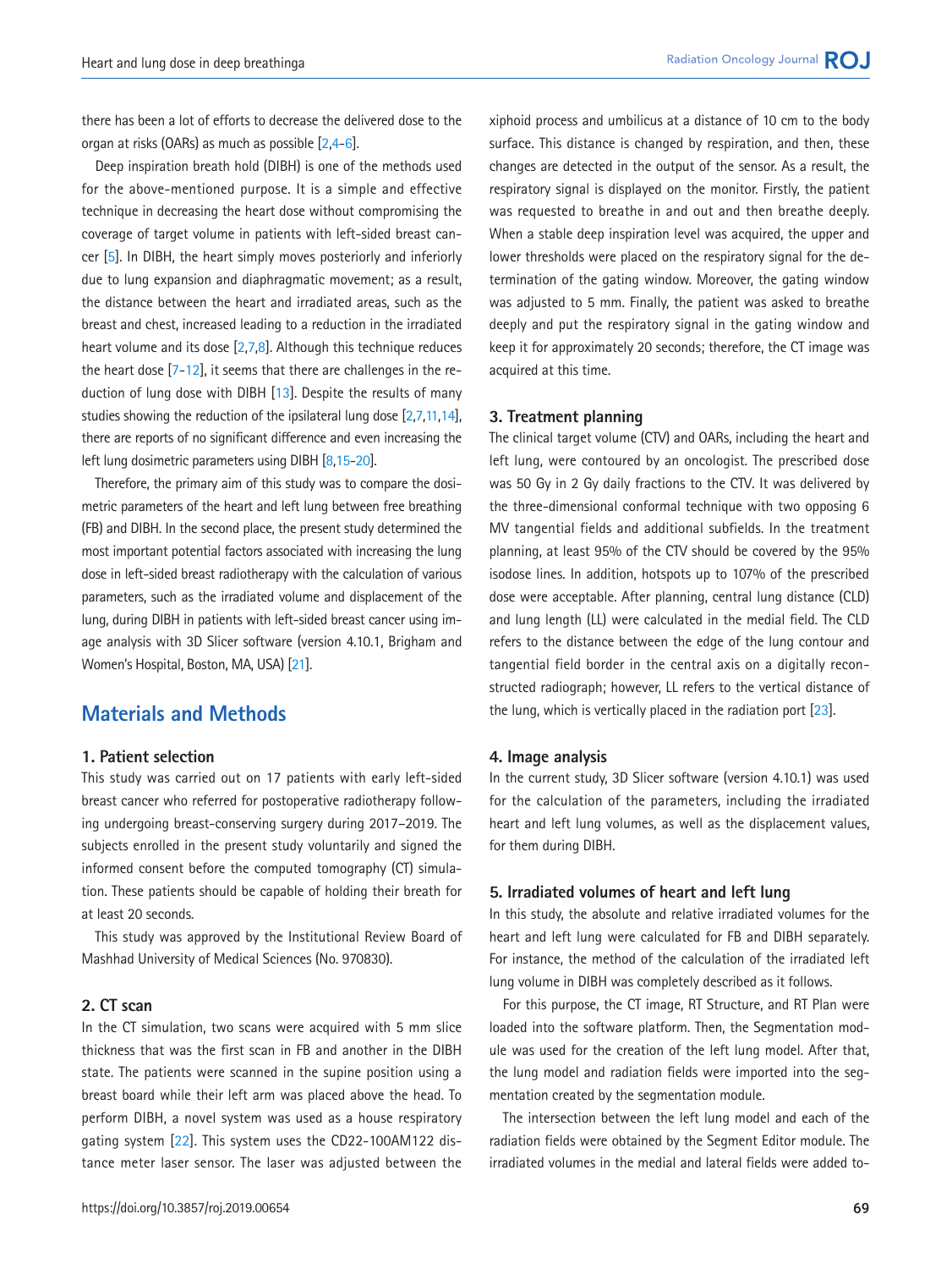there has been a lot of efforts to decrease the delivered dose to the organ at risks (OARs) as much as possible [2,4-6].

Deep inspiration breath hold (DIBH) is one of the methods used for the above-mentioned purpose. It is a simple and effective technique in decreasing the heart dose without compromising the coverage of target volume in patients with left-sided breast cancer [5]. In DIBH, the heart simply moves posteriorly and inferiorly due to lung expansion and diaphragmatic movement; as a result, the distance between the heart and irradiated areas, such as the breast and chest, increased leading to a reduction in the irradiated heart volume and its dose [2,7,8]. Although this technique reduces the heart dose [7-12], it seems that there are challenges in the reduction of lung dose with DIBH [13]. Despite the results of many studies showing the reduction of the ipsilateral lung dose [2,7,11,14], there are reports of no significant difference and even increasing the left lung dosimetric parameters using DIBH [8,15-20].

Therefore, the primary aim of this study was to compare the dosimetric parameters of the heart and left lung between free breathing (FB) and DIBH. In the second place, the present study determined the most important potential factors associated with increasing the lung dose in left-sided breast radiotherapy with the calculation of various parameters, such as the irradiated volume and displacement of the lung, during DIBH in patients with left-sided breast cancer using image analysis with 3D Slicer software (version 4.10.1, Brigham and Women's Hospital, Boston, MA, USA) [21].

## Materials and Methods

### 1. Patient selection

This study was carried out on 17 patients with early left-sided breast cancer who referred for postoperative radiotherapy following undergoing breast-conserving surgery during 2017–2019. The subjects enrolled in the present study voluntarily and signed the informed consent before the computed tomography (CT) simulation. These patients should be capable of holding their breath for at least 20 seconds.

This study was approved by the Institutional Review Board of Mashhad University of Medical Sciences (No. 970830).

### 2. CT scan

In the CT simulation, two scans were acquired with 5 mm slice thickness that was the first scan in FB and another in the DIBH state. The patients were scanned in the supine position using a breast board while their left arm was placed above the head. To perform DIBH, a novel system was used as a house respiratory gating system [22]. This system uses the CD22-100AM122 distance meter laser sensor. The laser was adjusted between the xiphoid process and umbilicus at a distance of 10 cm to the body surface. This distance is changed by respiration, and then, these changes are detected in the output of the sensor. As a result, the respiratory signal is displayed on the monitor. Firstly, the patient was requested to breathe in and out and then breathe deeply. When a stable deep inspiration level was acquired, the upper and lower thresholds were placed on the respiratory signal for the determination of the gating window. Moreover, the gating window was adjusted to 5 mm. Finally, the patient was asked to breathe deeply and put the respiratory signal in the gating window and keep it for approximately 20 seconds; therefore, the CT image was acquired at this time.

### 3. Treatment planning

The clinical target volume (CTV) and OARs, including the heart and left lung, were contoured by an oncologist. The prescribed dose was 50 Gy in 2 Gy daily fractions to the CTV. It was delivered by the three-dimensional conformal technique with two opposing 6 MV tangential fields and additional subfields. In the treatment planning, at least 95% of the CTV should be covered by the 95% isodose lines. In addition, hotspots up to 107% of the prescribed dose were acceptable. After planning, central lung distance (CLD) and lung length (LL) were calculated in the medial field. The CLD refers to the distance between the edge of the lung contour and tangential field border in the central axis on a digitally reconstructed radiograph; however, LL refers to the vertical distance of the lung, which is vertically placed in the radiation port [23].

### 4. Image analysis

In the current study, 3D Slicer software (version 4.10.1) was used for the calculation of the parameters, including the irradiated heart and left lung volumes, as well as the displacement values, for them during DIBH.

### 5. Irradiated volumes of heart and left lung

In this study, the absolute and relative irradiated volumes for the heart and left lung were calculated for FB and DIBH separately. For instance, the method of the calculation of the irradiated left lung volume in DIBH was completely described as it follows.

For this purpose, the CT image, RT Structure, and RT Plan were loaded into the software platform. Then, the Segmentation module was used for the creation of the left lung model. After that, the lung model and radiation fields were imported into the segmentation created by the segmentation module.

The intersection between the left lung model and each of the radiation fields were obtained by the Segment Editor module. The irradiated volumes in the medial and lateral fields were added to-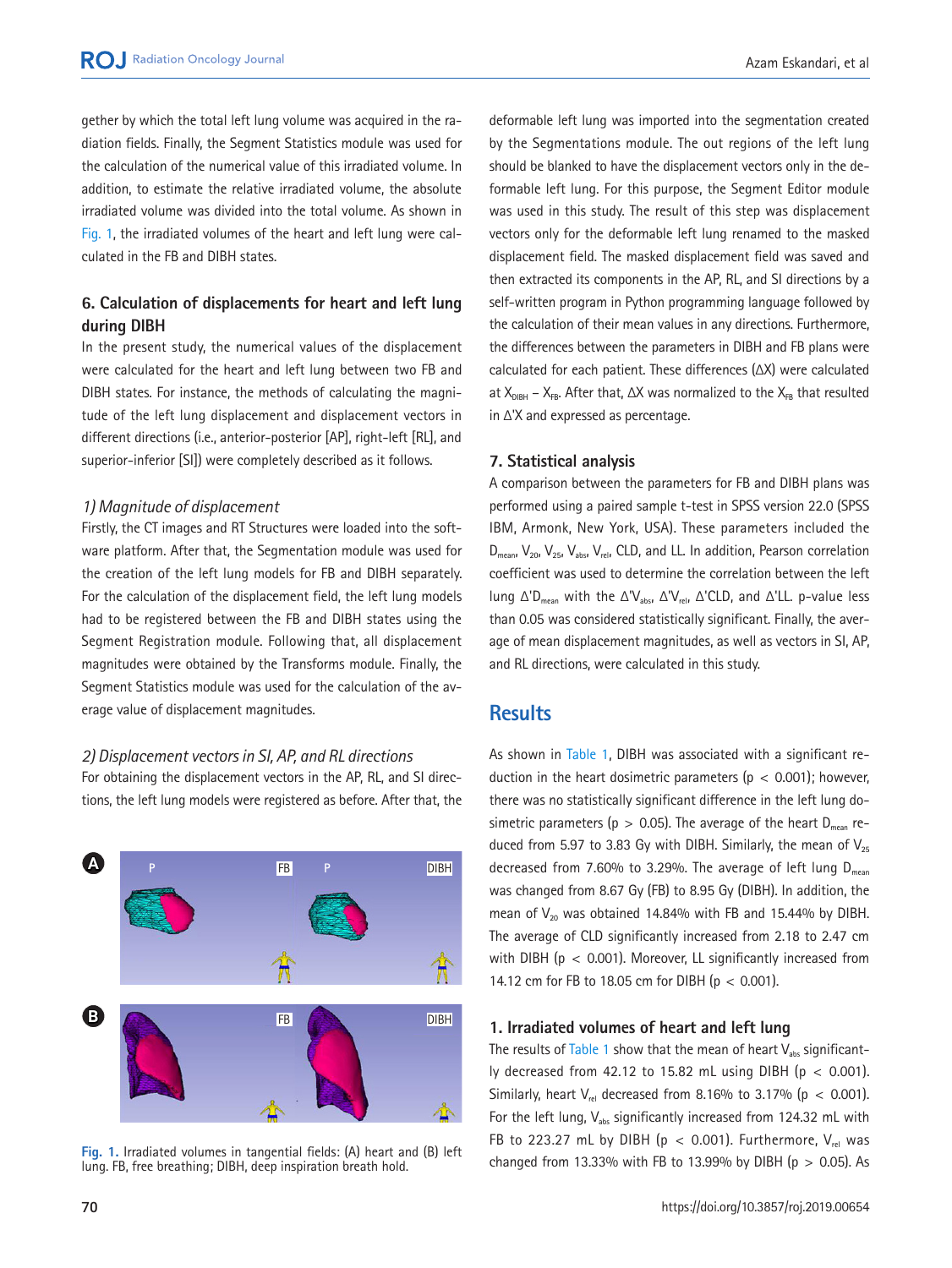gether by which the total left lung volume was acquired in the radiation fields. Finally, the Segment Statistics module was used for the calculation of the numerical value of this irradiated volume. In addition, to estimate the relative irradiated volume, the absolute irradiated volume was divided into the total volume. As shown in Fig. 1, the irradiated volumes of the heart and left lung were calculated in the FB and DIBH states.

### 6. Calculation of displacements for heart and left lung during DIBH

In the present study, the numerical values of the displacement were calculated for the heart and left lung between two FB and DIBH states. For instance, the methods of calculating the magnitude of the left lung displacement and displacement vectors in different directions (i.e., anterior-posterior [AP], right-left [RL], and superior-inferior [SI]) were completely described as it follows.

#### *1) Magnitude of displacement*

Firstly, the CT images and RT Structures were loaded into the software platform. After that, the Segmentation module was used for the creation of the left lung models for FB and DIBH separately. For the calculation of the displacement field, the left lung models had to be registered between the FB and DIBH states using the Segment Registration module. Following that, all displacement magnitudes were obtained by the Transforms module. Finally, the Segment Statistics module was used for the calculation of the average value of displacement magnitudes.

#### *2) Displacement vectors in SI, AP, and RL directions*

For obtaining the displacement vectors in the AP, RL, and SI directions, the left lung models were registered as before. After that, the deformable left lung was imported into the segmentation created by the Segmentations module. The out regions of the left lung should be blanked to have the displacement vectors only in the deformable left lung. For this purpose, the Segment Editor module was used in this study. The result of this step was displacement vectors only for the deformable left lung renamed to the masked displacement field. The masked displacement field was saved and then extracted its components in the AP, RL, and SI directions by a self-written program in Python programming language followed by the calculation of their mean values in any directions. Furthermore, the differences between the parameters in DIBH and FB plans were calculated for each patient. These differences ($\Delta X$) were calculated at $X_{DIBH} - X_{FB}$. After that, $\Delta X$ was normalized to the $X_{FB}$ that resulted in $\Delta' X$ and expressed as percentage.

Fig. 1. Irradiated volumes in tangential fields: (A) heart and (B) left lung. FB, free breathing; DIBH, deep inspiration breath hold.

### 7. Statistical analysis

A comparison between the parameters for FB and DIBH plans was performed using a paired sample t-test in SPSS version 22.0 (SPSS IBM, Armonk, New York, USA). These parameters included the $D_{mean}$, $V_{20}$, $V_{25}$, $V_{abs}$, $V_{rel}$, CLD, and LL. In addition, Pearson correlation coefficient was used to determine the correlation between the left lung $\Delta' D_{mean}$ with the $\Delta' V_{abs}$, $\Delta' V_{rel}$, $\Delta'$CLD, and $\Delta'$LL. p-value less than 0.05 was considered statistically significant. Finally, the average of mean displacement magnitudes, as well as vectors in SI, AP, and RL directions, were calculated in this study.

## Results

As shown in Table 1, DIBH was associated with a significant reduction in the heart dosimetric parameters ($p < 0.001$); however, there was no statistically significant difference in the left lung dosimetric parameters ($p > 0.05$). The average of the heart $D_{mean}$ reduced from 5.97 to 3.83 Gy with DIBH. Similarly, the mean of $V_{25}$ decreased from 7.60% to 3.29%. The average of left lung $D_{mean}$ was changed from 8.67 Gy (FB) to 8.95 Gy (DIBH). In addition, the mean of $V_{20}$ was obtained 14.84% with FB and 15.44% by DIBH. The average of CLD significantly increased from 2.18 to 2.47 cm with DIBH ($p < 0.001$). Moreover, LL significantly increased from 14.12 cm for FB to 18.05 cm for DIBH ($p < 0.001$).

### 1. Irradiated volumes of heart and left lung

The results of Table 1 show that the mean of heart $V_{abs}$ significantly decreased from 42.12 to 15.82 mL using DIBH ($p < 0.001$). Similarly, heart $V_{rel}$ decreased from 8.16% to 3.17% ($p < 0.001$). For the left lung, $V_{abs}$ significantly increased from 124.32 mL with FB to 223.27 mL by DIBH ($p < 0.001$). Furthermore, $V_{rel}$ was changed from 13.33% with FB to 13.99% by DIBH ($p > 0.05$). As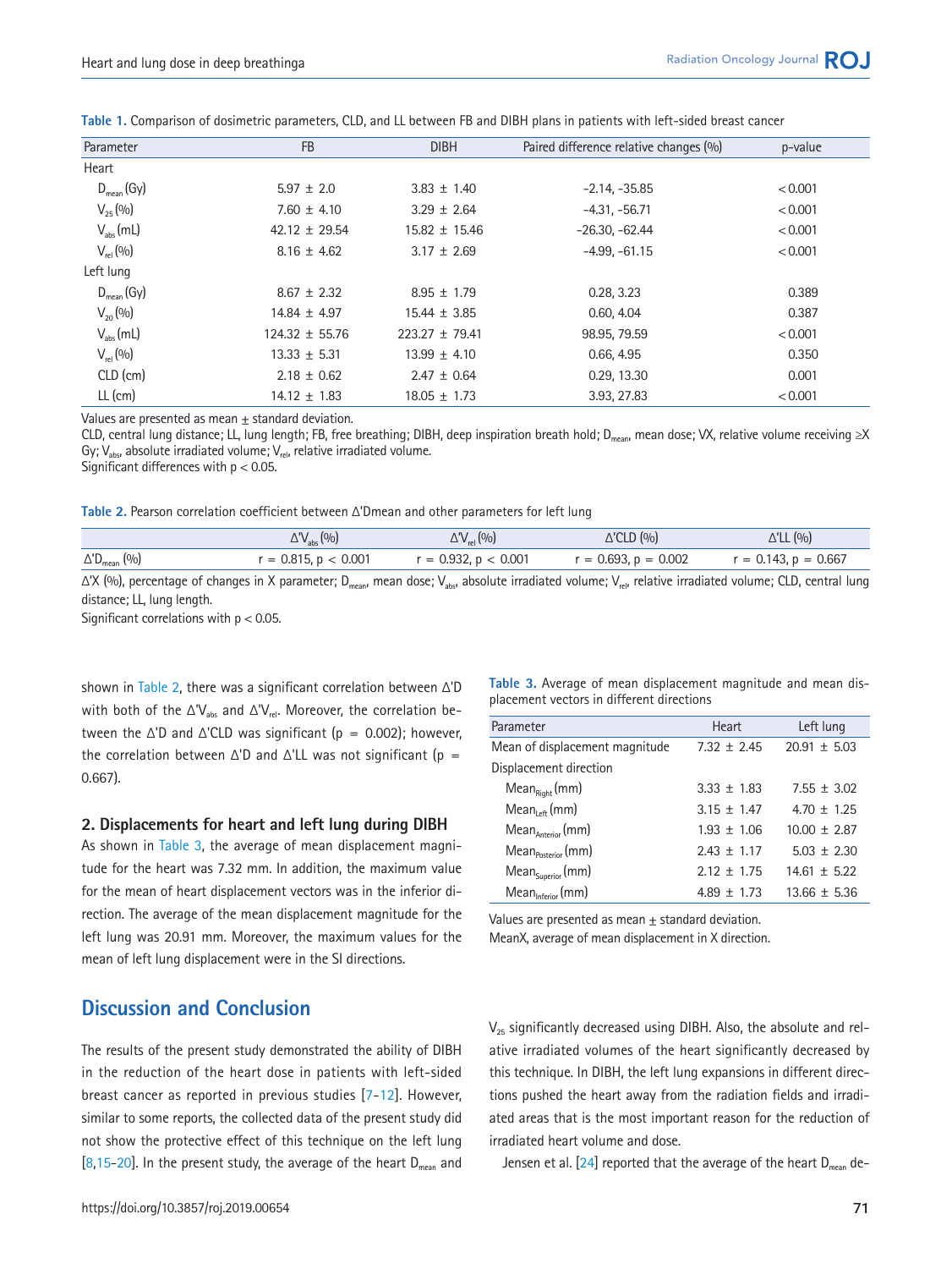**Table 1.** Comparison of dosimetric parameters, CLD, and LL between FB and DIBH plans in patients with left-sided breast cancer

| Parameter | FB | DIBH | Paired difference relative changes (%) | p-value |
|---|---|---|---|---|
| Heart | | | | |
| $D_{mean}$ (Gy) | 5.97 ± 2.0 | 3.83 ± 1.40 | -2.14, -35.85 | < 0.001 |
| $V_{25}$ (%) | 7.60 ± 4.10 | 3.29 ± 2.64 | -4.31, -56.71 | < 0.001 |
| $V_{abs}$ (mL) | 42.12 ± 29.54 | 15.82 ± 15.46 | -26.30, -62.44 | < 0.001 |
| $V_{rel}$ (%) | 8.16 ± 4.62 | 3.17 ± 2.69 | -4.99, -61.15 | < 0.001 |
| Left lung | | | | |
| $D_{mean}$ (Gy) | 8.67 ± 2.32 | 8.95 ± 1.79 | 0.28, 3.23 | 0.389 |
| $V_{20}$ (%) | 14.84 ± 4.97 | 15.44 ± 3.85 | 0.60, 4.04 | 0.387 |
| $V_{abs}$ (mL) | 124.32 ± 55.76 | 223.27 ± 79.41 | 98.95, 79.59 | < 0.001 |
| $V_{rel}$ (%) | 13.33 ± 5.31 | 13.99 ± 4.10 | 0.66, 4.95 | 0.350 |
| CLD (cm) | 2.18 ± 0.62 | 2.47 ± 0.64 | 0.29, 13.30 | 0.001 |
| LL (cm) | 14.12 ± 1.83 | 18.05 ± 1.73 | 3.93, 27.83 | < 0.001 |

Values are presented as mean ± standard deviation.
CLD, central lung distance; LL, lung length; FB, free breathing; DIBH, deep inspiration breath hold; $D_{mean}$, mean dose; VX, relative volume receiving ≥X Gy; $V_{abs}$, absolute irradiated volume; $V_{rel}$, relative irradiated volume.
Significant differences with $p < 0.05$.

**Table 2.** Pearson correlation coefficient between $\Delta'$Dmean and other parameters for left lung

| | $\Delta'V_{abs}$ (%) | $\Delta'V_{rel}$ (%) | $\Delta'$CLD (%) | $\Delta'$LL (%) |
|---|---|---|---|---|
| $\Delta'D_{mean}$ (%) | r = 0.815, p < 0.001 | r = 0.932, p < 0.001 | r = 0.693, p = 0.002 | r = 0.143, p = 0.667 |

$\Delta'$X (%), percentage of changes in X parameter; $D_{mean}$, mean dose; $V_{abs}$, absolute irradiated volume; $V_{rel}$, relative irradiated volume; CLD, central lung distance; LL, lung length.
Significant correlations with $p < 0.05$.

shown in Table 2, there was a significant correlation between $\Delta'$D with both of the $\Delta'V_{abs}$ and $\Delta'V_{rel}$. Moreover, the correlation between the $\Delta'$D and $\Delta'$CLD was significant ($p = 0.002$); however, the correlation between $\Delta'$D and $\Delta'$LL was not significant ($p = 0.667$).

### 2. Displacements for heart and left lung during DIBH

As shown in Table 3, the average of mean displacement magnitude for the heart was 7.32 mm. In addition, the maximum value for the mean of heart displacement vectors was in the inferior direction. The average of the mean displacement magnitude for the left lung was 20.91 mm. Moreover, the maximum values for the mean of left lung displacement were in the SI directions.

**Table 3.** Average of mean displacement magnitude and mean displacement vectors in different directions

| Parameter | Heart | Left lung |
|---|---|---|
| Mean of displacement magnitude | 7.32 ± 2.45 | 20.91 ± 5.03 |
| Displacement direction | | |
| $Mean_{Right}$ (mm) | 3.33 ± 1.83 | 7.55 ± 3.02 |
| $Mean_{Left}$ (mm) | 3.15 ± 1.47 | 4.70 ± 1.25 |
| $Mean_{Anterior}$ (mm) | 1.93 ± 1.06 | 10.00 ± 2.87 |
| $Mean_{Posterior}$ (mm) | 2.43 ± 1.17 | 5.03 ± 2.30 |
| $Mean_{Superior}$ (mm) | 2.12 ± 1.75 | 14.61 ± 5.22 |
| $Mean_{Inferior}$ (mm) | 4.89 ± 1.73 | 13.66 ± 5.36 |

Values are presented as mean ± standard deviation.
MeanX, average of mean displacement in X direction.

## Discussion and Conclusion

The results of the present study demonstrated the ability of DIBH in the reduction of the heart dose in patients with left-sided breast cancer as reported in previous studies [7-12]. However, similar to some reports, the collected data of the present study did not show the protective effect of this technique on the left lung [8,15-20]. In the present study, the average of the heart $D_{mean}$ and $V_{25}$ significantly decreased using DIBH. Also, the absolute and relative irradiated volumes of the heart significantly decreased by this technique. In DIBH, the left lung expansions in different directions pushed the heart away from the radiation fields and irradiated areas that is the most important reason for the reduction of irradiated heart volume and dose.

Jensen et al. [24] reported that the average of the heart $D_{mean}$ de-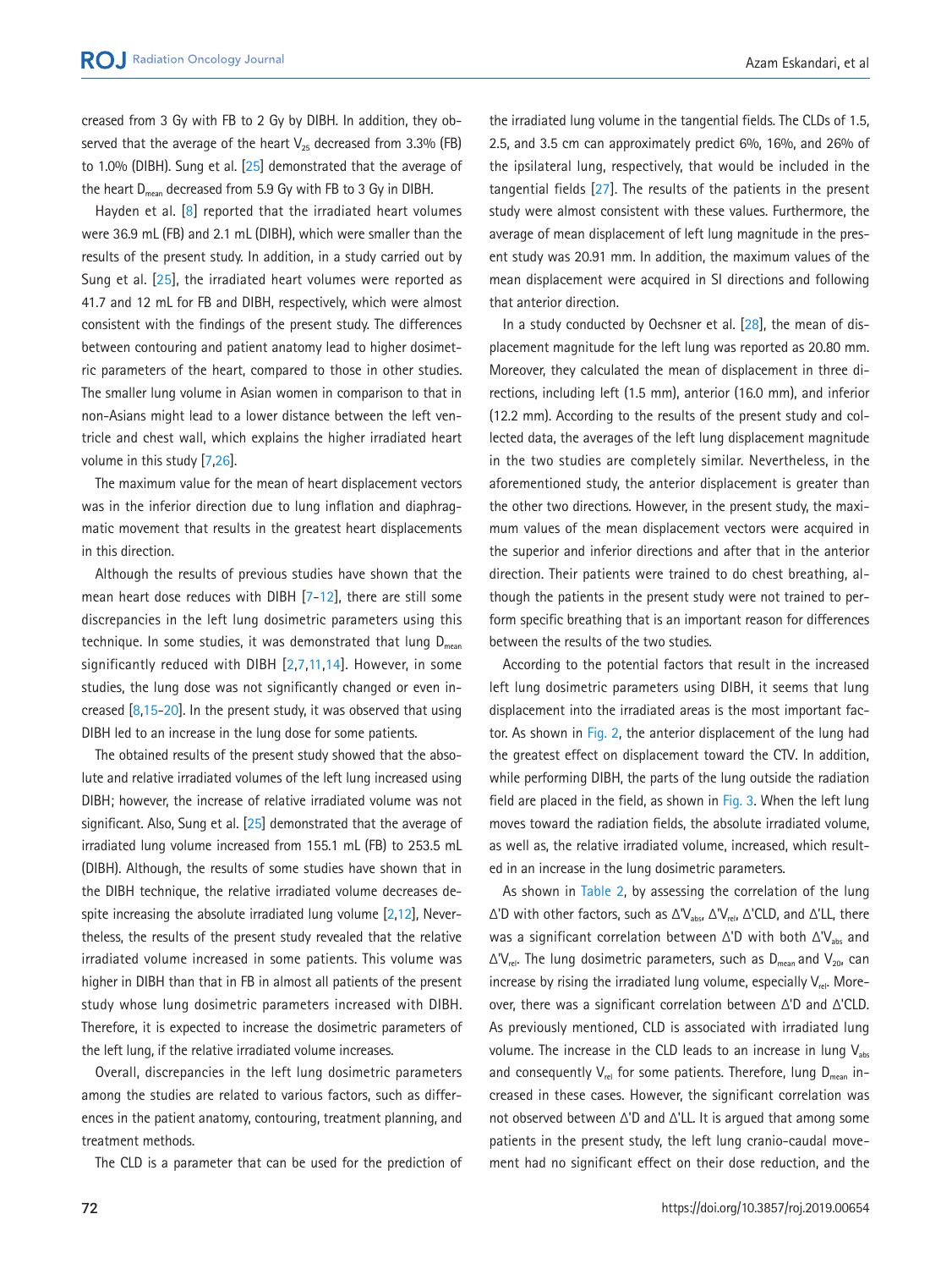creased from 3 Gy with FB to 2 Gy by DIBH. In addition, they observed that the average of the heart $V_{25}$ decreased from 3.3% (FB) to 1.0% (DIBH). Sung et al. [25] demonstrated that the average of the heart $D_{mean}$ decreased from 5.9 Gy with FB to 3 Gy in DIBH.

Hayden et al. [8] reported that the irradiated heart volumes were 36.9 mL (FB) and 2.1 mL (DIBH), which were smaller than the results of the present study. In addition, in a study carried out by Sung et al. [25], the irradiated heart volumes were reported as 41.7 and 12 mL for FB and DIBH, respectively, which were almost consistent with the findings of the present study. The differences between contouring and patient anatomy lead to higher dosimetric parameters of the heart, compared to those in other studies. The smaller lung volume in Asian women in comparison to that in non-Asians might lead to a lower distance between the left ventricle and chest wall, which explains the higher irradiated heart volume in this study [7,26].

The maximum value for the mean of heart displacement vectors was in the inferior direction due to lung inflation and diaphragmatic movement that results in the greatest heart displacements in this direction.

Although the results of previous studies have shown that the mean heart dose reduces with DIBH [7-12], there are still some discrepancies in the left lung dosimetric parameters using this technique. In some studies, it was demonstrated that lung $D_{mean}$ significantly reduced with DIBH [2,7,11,14]. However, in some studies, the lung dose was not significantly changed or even increased [8,15-20]. In the present study, it was observed that using DIBH led to an increase in the lung dose for some patients.

The obtained results of the present study showed that the absolute and relative irradiated volumes of the left lung increased using DIBH; however, the increase of relative irradiated volume was not significant. Also, Sung et al. [25] demonstrated that the average of irradiated lung volume increased from 155.1 mL (FB) to 253.5 mL (DIBH). Although, the results of some studies have shown that in the DIBH technique, the relative irradiated volume decreases despite increasing the absolute irradiated lung volume [2,12], Nevertheless, the results of the present study revealed that the relative irradiated volume increased in some patients. This volume was higher in DIBH than that in FB in almost all patients of the present study whose lung dosimetric parameters increased with DIBH. Therefore, it is expected to increase the dosimetric parameters of the left lung, if the relative irradiated volume increases.

Overall, discrepancies in the left lung dosimetric parameters among the studies are related to various factors, such as differences in the patient anatomy, contouring, treatment planning, and treatment methods.

The CLD is a parameter that can be used for the prediction of the irradiated lung volume in the tangential fields. The CLDs of 1.5, 2.5, and 3.5 cm can approximately predict 6%, 16%, and 26% of the ipsilateral lung, respectively, that would be included in the tangential fields [27]. The results of the patients in the present study were almost consistent with these values. Furthermore, the average of mean displacement of left lung magnitude in the present study was 20.91 mm. In addition, the maximum values of the mean displacement were acquired in SI directions and following that anterior direction.

In a study conducted by Oechsner et al. [28], the mean of displacement magnitude for the left lung was reported as 20.80 mm. Moreover, they calculated the mean of displacement in three directions, including left (1.5 mm), anterior (16.0 mm), and inferior (12.2 mm). According to the results of the present study and collected data, the averages of the left lung displacement magnitude in the two studies are completely similar. Nevertheless, in the aforementioned study, the anterior displacement is greater than the other two directions. However, in the present study, the maximum values of the mean displacement vectors were acquired in the superior and inferior directions and after that in the anterior direction. Their patients were trained to do chest breathing, although the patients in the present study were not trained to perform specific breathing that is an important reason for differences between the results of the two studies.

According to the potential factors that result in the increased left lung dosimetric parameters using DIBH, it seems that lung displacement into the irradiated areas is the most important factor. As shown in Fig. 2, the anterior displacement of the lung had the greatest effect on displacement toward the CTV. In addition, while performing DIBH, the parts of the lung outside the radiation field are placed in the field, as shown in Fig. 3. When the left lung moves toward the radiation fields, the absolute irradiated volume, as well as, the relative irradiated volume, increased, which resulted in an increase in the lung dosimetric parameters.

As shown in Table 2, by assessing the correlation of the lung Δ'D with other factors, such as $\Delta'V_{abs}$, $\Delta'V_{rel}$, Δ'CLD, and Δ'LL, there was a significant correlation between Δ'D with both $\Delta'V_{abs}$ and $\Delta'V_{rel}$. The lung dosimetric parameters, such as $D_{mean}$ and $V_{20}$, can increase by rising the irradiated lung volume, especially $V_{rel}$. Moreover, there was a significant correlation between Δ'D and Δ'CLD. As previously mentioned, CLD is associated with irradiated lung volume. The increase in the CLD leads to an increase in lung $V_{abs}$ and consequently $V_{rel}$ for some patients. Therefore, lung $D_{mean}$ increased in these cases. However, the significant correlation was not observed between Δ'D and Δ'LL. It is argued that among some patients in the present study, the left lung cranio-caudal movement had no significant effect on their dose reduction, and the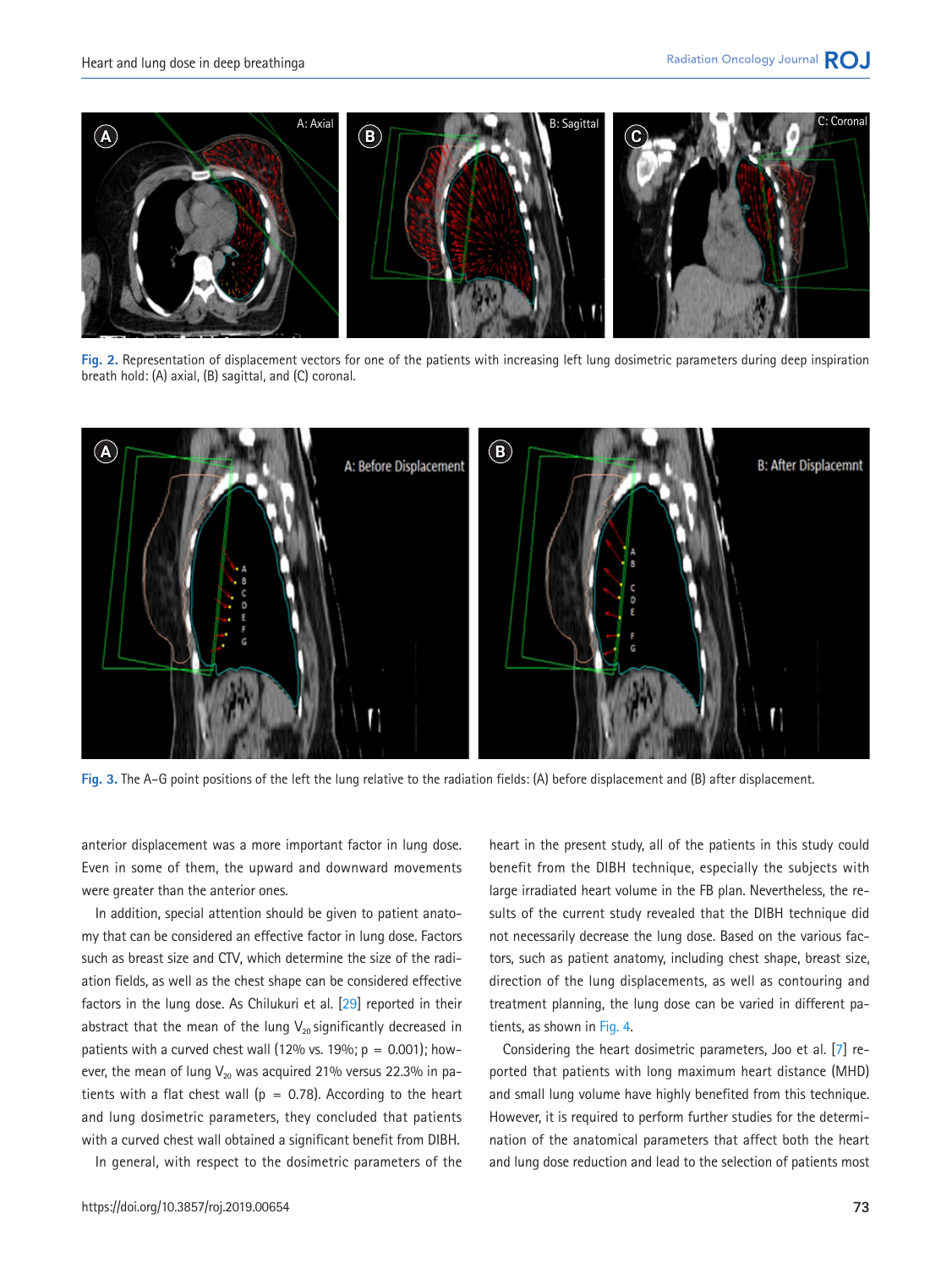Fig. 2. Representation of displacement vectors for one of the patients with increasing left lung dosimetric parameters during deep inspiration breath hold: (A) axial, (B) sagittal, and (C) coronal.

Fig. 3. The A–G point positions of the left the lung relative to the radiation fields: (A) before displacement and (B) after displacement.

anterior displacement was a more important factor in lung dose. Even in some of them, the upward and downward movements were greater than the anterior ones.

In addition, special attention should be given to patient anatomy that can be considered an effective factor in lung dose. Factors such as breast size and CTV, which determine the size of the radiation fields, as well as the chest shape can be considered effective factors in the lung dose. As Chilukuri et al. [29] reported in their abstract that the mean of the lung $V_{20}$ significantly decreased in patients with a curved chest wall (12% vs. 19%; p = 0.001); however, the mean of lung $V_{20}$ was acquired 21% versus 22.3% in patients with a flat chest wall (p = 0.78). According to the heart and lung dosimetric parameters, they concluded that patients with a curved chest wall obtained a significant benefit from DIBH.

In general, with respect to the dosimetric parameters of the heart in the present study, all of the patients in this study could benefit from the DIBH technique, especially the subjects with large irradiated heart volume in the FB plan. Nevertheless, the results of the current study revealed that the DIBH technique did not necessarily decrease the lung dose. Based on the various factors, such as patient anatomy, including chest shape, breast size, direction of the lung displacements, as well as contouring and treatment planning, the lung dose can be varied in different patients, as shown in Fig. 4.

Considering the heart dosimetric parameters, Joo et al. [7] reported that patients with long maximum heart distance (MHD) and small lung volume have highly benefited from this technique. However, it is required to perform further studies for the determination of the anatomical parameters that affect both the heart and lung dose reduction and lead to the selection of patients most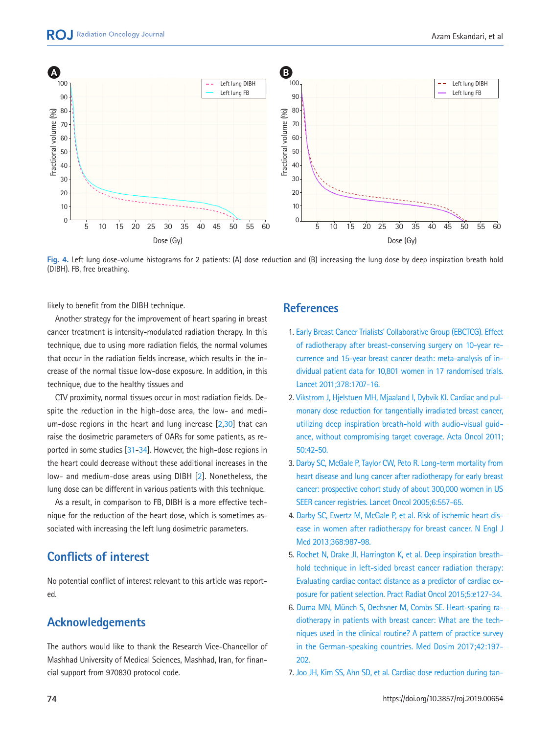Fig. 4. Left lung dose-volume histograms for 2 patients: (A) dose reduction and (B) increasing the lung dose by deep inspiration breath hold (DIBH). FB, free breathing.

likely to benefit from the DIBH technique.

Another strategy for the improvement of heart sparing in breast cancer treatment is intensity-modulated radiation therapy. In this technique, due to using more radiation fields, the normal volumes that occur in the radiation fields increase, which results in the increase of the normal tissue low-dose exposure. In addition, in this technique, due to the healthy tissues and

CTV proximity, normal tissues occur in most radiation fields. Despite the reduction in the high-dose area, the low- and medium-dose regions in the heart and lung increase [2,30] that can raise the dosimetric parameters of OARs for some patients, as reported in some studies [31-34]. However, the high-dose regions in the heart could decrease without these additional increases in the low- and medium-dose areas using DIBH [2]. Nonetheless, the lung dose can be different in various patients with this technique.

As a result, in comparison to FB, DIBH is a more effective technique for the reduction of the heart dose, which is sometimes associated with increasing the left lung dosimetric parameters.

## Conflicts of interest

No potential conflict of interest relevant to this article was reported.

## Acknowledgements

The authors would like to thank the Research Vice-Chancellor of Mashhad University of Medical Sciences, Mashhad, Iran, for financial support from 970830 protocol code.

## References

1. Early Breast Cancer Trialists' Collaborative Group (EBCTCG). Effect of radiotherapy after breast-conserving surgery on 10-year recurrence and 15-year breast cancer death: meta-analysis of individual patient data for 10,801 women in 17 randomised trials. Lancet 2011;378:1707-16.
2. Vikstrom J, Hjelstuen MH, Mjaaland I, Dybvik KI. Cardiac and pulmonary dose reduction for tangentially irradiated breast cancer, utilizing deep inspiration breath-hold with audio-visual guidance, without compromising target coverage. Acta Oncol 2011;50:42-50.
3. Darby SC, McGale P, Taylor CW, Peto R. Long-term mortality from heart disease and lung cancer after radiotherapy for early breast cancer: prospective cohort study of about 300,000 women in US SEER cancer registries. Lancet Oncol 2005;6:557-65.
4. Darby SC, Ewertz M, McGale P, et al. Risk of ischemic heart disease in women after radiotherapy for breast cancer. N Engl J Med 2013;368:987-98.
5. Rochet N, Drake JI, Harrington K, et al. Deep inspiration breath-hold technique in left-sided breast cancer radiation therapy: Evaluating cardiac contact distance as a predictor of cardiac exposure for patient selection. Pract Radiat Oncol 2015;5:e127-34.
6. Duma MN, Münch S, Oechsner M, Combs SE. Heart-sparing radiotherapy in patients with breast cancer: What are the techniques used in the clinical routine? A pattern of practice survey in the German-speaking countries. Med Dosim 2017;42:197-202.
7. Joo JH, Kim SS, Ahn SD, et al. Cardiac dose reduction during tan-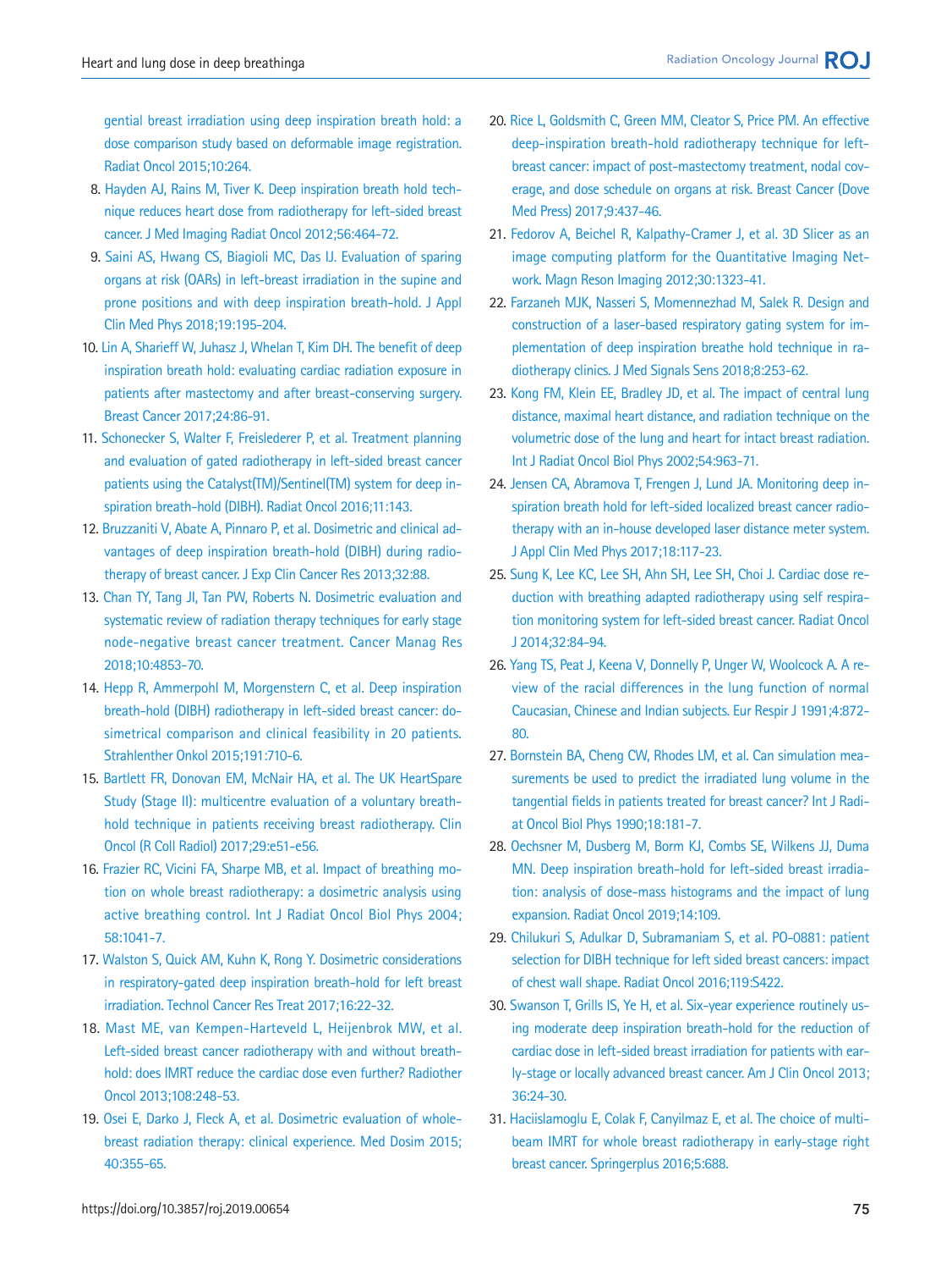gential breast irradiation using deep inspiration breath hold: a dose comparison study based on deformable image registration. Radiat Oncol 2015;10:264.

8. Hayden AJ, Rains M, Tiver K. Deep inspiration breath hold technique reduces heart dose from radiotherapy for left-sided breast cancer. J Med Imaging Radiat Oncol 2012;56:464-72.
9. Saini AS, Hwang CS, Biagioli MC, Das IJ. Evaluation of sparing organs at risk (OARs) in left-breast irradiation in the supine and prone positions and with deep inspiration breath-hold. J Appl Clin Med Phys 2018;19:195-204.
10. Lin A, Sharieff W, Juhasz J, Whelan T, Kim DH. The benefit of deep inspiration breath hold: evaluating cardiac radiation exposure in patients after mastectomy and after breast-conserving surgery. Breast Cancer 2017;24:86-91.
11. Schonecker S, Walter F, Freislederer P, et al. Treatment planning and evaluation of gated radiotherapy in left-sided breast cancer patients using the Catalyst(TM)/Sentinel(TM) system for deep inspiration breath-hold (DIBH). Radiat Oncol 2016;11:143.
12. Bruzzaniti V, Abate A, Pinnaro P, et al. Dosimetric and clinical advantages of deep inspiration breath-hold (DIBH) during radiotherapy of breast cancer. J Exp Clin Cancer Res 2013;32:88.
13. Chan TY, Tang JI, Tan PW, Roberts N. Dosimetric evaluation and systematic review of radiation therapy techniques for early stage node-negative breast cancer treatment. Cancer Manag Res 2018;10:4853-70.
14. Hepp R, Ammerpohl M, Morgenstern C, et al. Deep inspiration breath-hold (DIBH) radiotherapy in left-sided breast cancer: dosimetrical comparison and clinical feasibility in 20 patients. Strahlenther Onkol 2015;191:710-6.
15. Bartlett FR, Donovan EM, McNair HA, et al. The UK HeartSpare Study (Stage II): multicentre evaluation of a voluntary breath-hold technique in patients receiving breast radiotherapy. Clin Oncol (R Coll Radiol) 2017;29:e51-e56.
16. Frazier RC, Vicini FA, Sharpe MB, et al. Impact of breathing motion on whole breast radiotherapy: a dosimetric analysis using active breathing control. Int J Radiat Oncol Biol Phys 2004; 58:1041-7.
17. Walston S, Quick AM, Kuhn K, Rong Y. Dosimetric considerations in respiratory-gated deep inspiration breath-hold for left breast irradiation. Technol Cancer Res Treat 2017;16:22-32.
18. Mast ME, van Kempen-Harteveld L, Heijenbrok MW, et al. Left-sided breast cancer radiotherapy with and without breath-hold: does IMRT reduce the cardiac dose even further? Radiother Oncol 2013;108:248-53.
19. Osei E, Darko J, Fleck A, et al. Dosimetric evaluation of whole-breast radiation therapy: clinical experience. Med Dosim 2015; 40:355-65.
20. Rice L, Goldsmith C, Green MM, Cleator S, Price PM. An effective deep-inspiration breath-hold radiotherapy technique for left-breast cancer: impact of post-mastectomy treatment, nodal coverage, and dose schedule on organs at risk. Breast Cancer (Dove Med Press) 2017;9:437-46.
21. Fedorov A, Beichel R, Kalpathy-Cramer J, et al. 3D Slicer as an image computing platform for the Quantitative Imaging Network. Magn Reson Imaging 2012;30:1323-41.
22. Farzaneh MJK, Nasseri S, Momennezhad M, Salek R. Design and construction of a laser-based respiratory gating system for implementation of deep inspiration breathe hold technique in radiotherapy clinics. J Med Signals Sens 2018;8:253-62.
23. Kong FM, Klein EE, Bradley JD, et al. The impact of central lung distance, maximal heart distance, and radiation technique on the volumetric dose of the lung and heart for intact breast radiation. Int J Radiat Oncol Biol Phys 2002;54:963-71.
24. Jensen CA, Abramova T, Frengen J, Lund JA. Monitoring deep inspiration breath hold for left-sided localized breast cancer radiotherapy with an in-house developed laser distance meter system. J Appl Clin Med Phys 2017;18:117-23.
25. Sung K, Lee KC, Lee SH, Ahn SH, Lee SH, Choi J. Cardiac dose reduction with breathing adapted radiotherapy using self respiration monitoring system for left-sided breast cancer. Radiat Oncol J 2014;32:84-94.
26. Yang TS, Peat J, Keena V, Donnelly P, Unger W, Woolcock A. A review of the racial differences in the lung function of normal Caucasian, Chinese and Indian subjects. Eur Respir J 1991;4:872-80.
27. Bornstein BA, Cheng CW, Rhodes LM, et al. Can simulation measurements be used to predict the irradiated lung volume in the tangential fields in patients treated for breast cancer? Int J Radiat Oncol Biol Phys 1990;18:181-7.
28. Oechsner M, Dusberg M, Borm KJ, Combs SE, Wilkens JJ, Duma MN. Deep inspiration breath-hold for left-sided breast irradiation: analysis of dose-mass histograms and the impact of lung expansion. Radiat Oncol 2019;14:109.
29. Chilukuri S, Adulkar D, Subramaniam S, et al. PO-0881: patient selection for DIBH technique for left sided breast cancers: impact of chest wall shape. Radiat Oncol 2016;119:S422.
30. Swanson T, Grills IS, Ye H, et al. Six-year experience routinely using moderate deep inspiration breath-hold for the reduction of cardiac dose in left-sided breast irradiation for patients with early-stage or locally advanced breast cancer. Am J Clin Oncol 2013; 36:24-30.
31. Haciislamoglu E, Colak F, Canyilmaz E, et al. The choice of multi-beam IMRT for whole breast radiotherapy in early-stage right breast cancer. Springerplus 2016;5:688.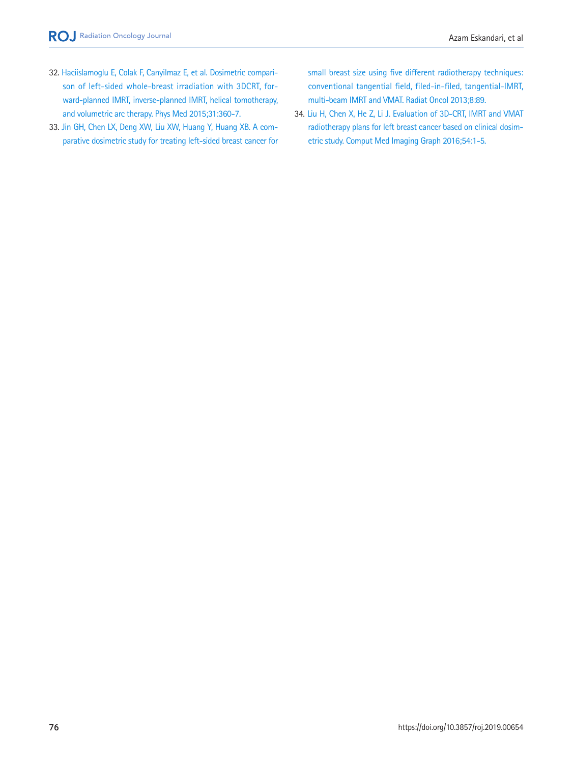32. Haciislamoglu E, Colak F, Canyilmaz E, et al. Dosimetric comparison of left-sided whole-breast irradiation with 3DCRT, forward-planned IMRT, inverse-planned IMRT, helical tomotherapy, and volumetric arc therapy. Phys Med 2015;31:360-7.
33. Jin GH, Chen LX, Deng XW, Liu XW, Huang Y, Huang XB. A comparative dosimetric study for treating left-sided breast cancer for small breast size using five different radiotherapy techniques: conventional tangential field, filed-in-filed, tangential-IMRT, multi-beam IMRT and VMAT. Radiat Oncol 2013;8:89.
34. Liu H, Chen X, He Z, Li J. Evaluation of 3D-CRT, IMRT and VMAT radiotherapy plans for left breast cancer based on clinical dosimetric study. Comput Med Imaging Graph 2016;54:1-5.